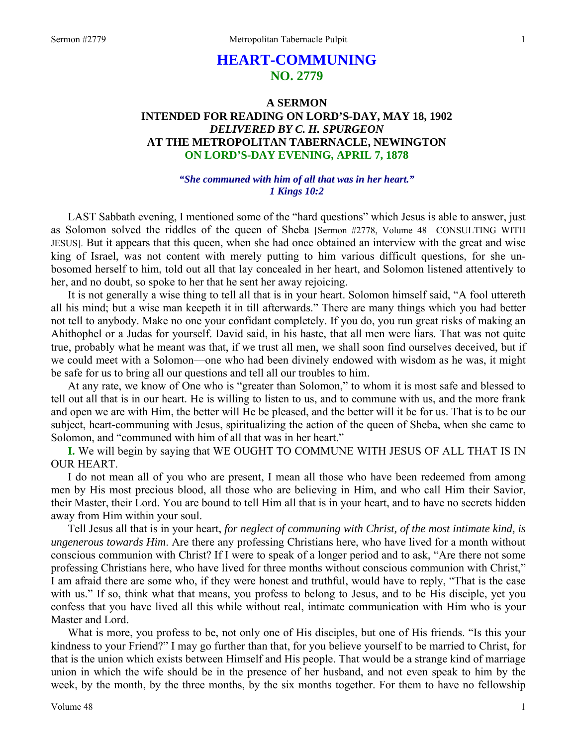# HEART-COMMUNING
## NO. 2779

### A SERMON
### INTENDED FOR READING ON LORD'S-DAY, MAY 18, 1902
### *DELIVERED BY C. H. SPURGEON*
### AT THE METROPOLITAN TABERNACLE, NEWINGTON
### ON LORD'S-DAY EVENING, APRIL 7, 1878

***"She communed with him of all that was in her heart."***
***1 Kings 10:2***

LAST Sabbath evening, I mentioned some of the "hard questions" which Jesus is able to answer, just as Solomon solved the riddles of the queen of Sheba [Sermon #2778, Volume 48—CONSULTING WITH JESUS]. But it appears that this queen, when she had once obtained an interview with the great and wise king of Israel, was not content with merely putting to him various difficult questions, for she unbosomed herself to him, told out all that lay concealed in her heart, and Solomon listened attentively to her, and no doubt, so spoke to her that he sent her away rejoicing.

It is not generally a wise thing to tell all that is in your heart. Solomon himself said, "A fool uttereth all his mind; but a wise man keepeth it in till afterwards." There are many things which you had better not tell to anybody. Make no one your confidant completely. If you do, you run great risks of making an Ahithophel or a Judas for yourself. David said, in his haste, that all men were liars. That was not quite true, probably what he meant was that, if we trust all men, we shall soon find ourselves deceived, but if we could meet with a Solomon—one who had been divinely endowed with wisdom as he was, it might be safe for us to bring all our questions and tell all our troubles to him.

At any rate, we know of One who is "greater than Solomon," to whom it is most safe and blessed to tell out all that is in our heart. He is willing to listen to us, and to commune with us, and the more frank and open we are with Him, the better will He be pleased, and the better will it be for us. That is to be our subject, heart-communing with Jesus, spiritualizing the action of the queen of Sheba, when she came to Solomon, and "communed with him of all that was in her heart."

**I.** We will begin by saying that WE OUGHT TO COMMUNE WITH JESUS OF ALL THAT IS IN OUR HEART.

I do not mean all of you who are present, I mean all those who have been redeemed from among men by His most precious blood, all those who are believing in Him, and who call Him their Savior, their Master, their Lord. You are bound to tell Him all that is in your heart, and to have no secrets hidden away from Him within your soul.

Tell Jesus all that is in your heart, *for neglect of communing with Christ, of the most intimate kind, is ungenerous towards Him*. Are there any professing Christians here, who have lived for a month without conscious communion with Christ? If I were to speak of a longer period and to ask, "Are there not some professing Christians here, who have lived for three months without conscious communion with Christ," I am afraid there are some who, if they were honest and truthful, would have to reply, "That is the case with us." If so, think what that means, you profess to belong to Jesus, and to be His disciple, yet you confess that you have lived all this while without real, intimate communication with Him who is your Master and Lord.

What is more, you profess to be, not only one of His disciples, but one of His friends. "Is this your kindness to your Friend?" I may go further than that, for you believe yourself to be married to Christ, for that is the union which exists between Himself and His people. That would be a strange kind of marriage union in which the wife should be in the presence of her husband, and not even speak to him by the week, by the month, by the three months, by the six months together. For them to have no fellowship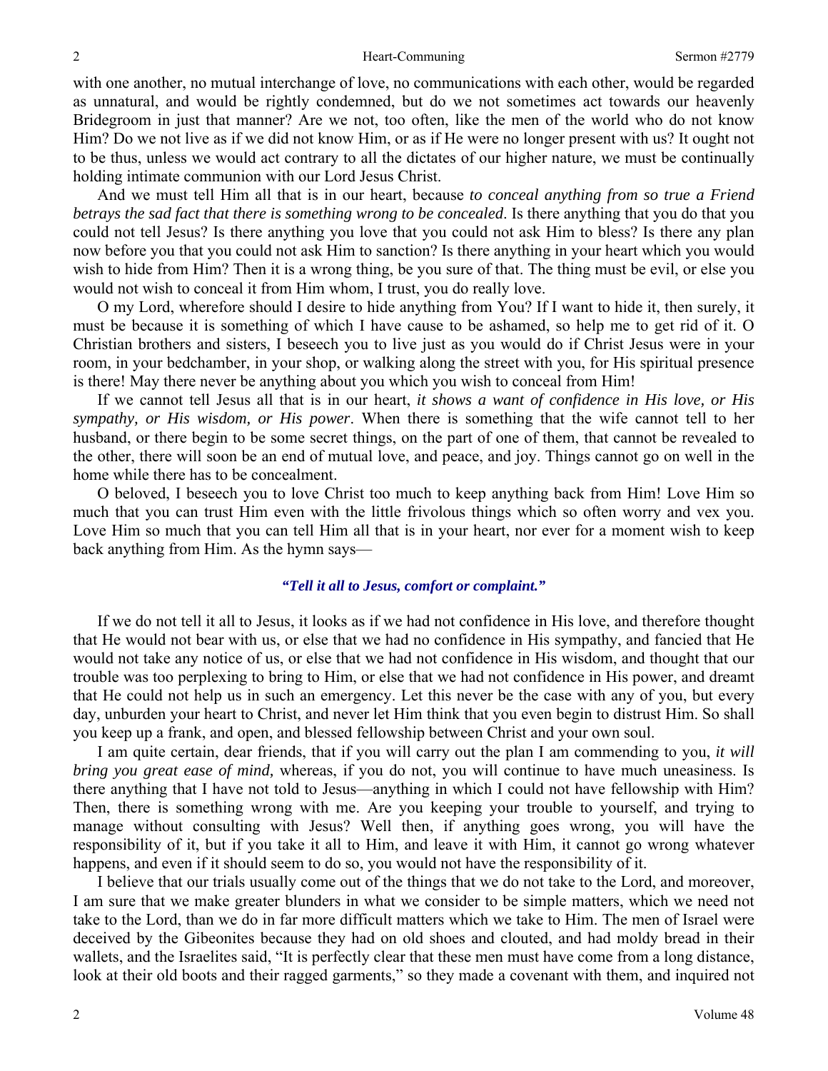with one another, no mutual interchange of love, no communications with each other, would be regarded as unnatural, and would be rightly condemned, but do we not sometimes act towards our heavenly Bridegroom in just that manner? Are we not, too often, like the men of the world who do not know Him? Do we not live as if we did not know Him, or as if He were no longer present with us? It ought not to be thus, unless we would act contrary to all the dictates of our higher nature, we must be continually holding intimate communion with our Lord Jesus Christ.

And we must tell Him all that is in our heart, because *to conceal anything from so true a Friend betrays the sad fact that there is something wrong to be concealed*. Is there anything that you do that you could not tell Jesus? Is there anything you love that you could not ask Him to bless? Is there any plan now before you that you could not ask Him to sanction? Is there anything in your heart which you would wish to hide from Him? Then it is a wrong thing, be you sure of that. The thing must be evil, or else you would not wish to conceal it from Him whom, I trust, you do really love.

O my Lord, wherefore should I desire to hide anything from You? If I want to hide it, then surely, it must be because it is something of which I have cause to be ashamed, so help me to get rid of it. O Christian brothers and sisters, I beseech you to live just as you would do if Christ Jesus were in your room, in your bedchamber, in your shop, or walking along the street with you, for His spiritual presence is there! May there never be anything about you which you wish to conceal from Him!

If we cannot tell Jesus all that is in our heart, *it shows a want of confidence in His love, or His sympathy, or His wisdom, or His power*. When there is something that the wife cannot tell to her husband, or there begin to be some secret things, on the part of one of them, that cannot be revealed to the other, there will soon be an end of mutual love, and peace, and joy. Things cannot go on well in the home while there has to be concealment.

O beloved, I beseech you to love Christ too much to keep anything back from Him! Love Him so much that you can trust Him even with the little frivolous things which so often worry and vex you. Love Him so much that you can tell Him all that is in your heart, nor ever for a moment wish to keep back anything from Him. As the hymn says—

***"Tell it all to Jesus, comfort or complaint."***

If we do not tell it all to Jesus, it looks as if we had not confidence in His love, and therefore thought that He would not bear with us, or else that we had no confidence in His sympathy, and fancied that He would not take any notice of us, or else that we had not confidence in His wisdom, and thought that our trouble was too perplexing to bring to Him, or else that we had not confidence in His power, and dreamt that He could not help us in such an emergency. Let this never be the case with any of you, but every day, unburden your heart to Christ, and never let Him think that you even begin to distrust Him. So shall you keep up a frank, and open, and blessed fellowship between Christ and your own soul.

I am quite certain, dear friends, that if you will carry out the plan I am commending to you, *it will bring you great ease of mind,* whereas, if you do not, you will continue to have much uneasiness. Is there anything that I have not told to Jesus—anything in which I could not have fellowship with Him? Then, there is something wrong with me. Are you keeping your trouble to yourself, and trying to manage without consulting with Jesus? Well then, if anything goes wrong, you will have the responsibility of it, but if you take it all to Him, and leave it with Him, it cannot go wrong whatever happens, and even if it should seem to do so, you would not have the responsibility of it.

I believe that our trials usually come out of the things that we do not take to the Lord, and moreover, I am sure that we make greater blunders in what we consider to be simple matters, which we need not take to the Lord, than we do in far more difficult matters which we take to Him. The men of Israel were deceived by the Gibeonites because they had on old shoes and clouted, and had moldy bread in their wallets, and the Israelites said, "It is perfectly clear that these men must have come from a long distance, look at their old boots and their ragged garments," so they made a covenant with them, and inquired not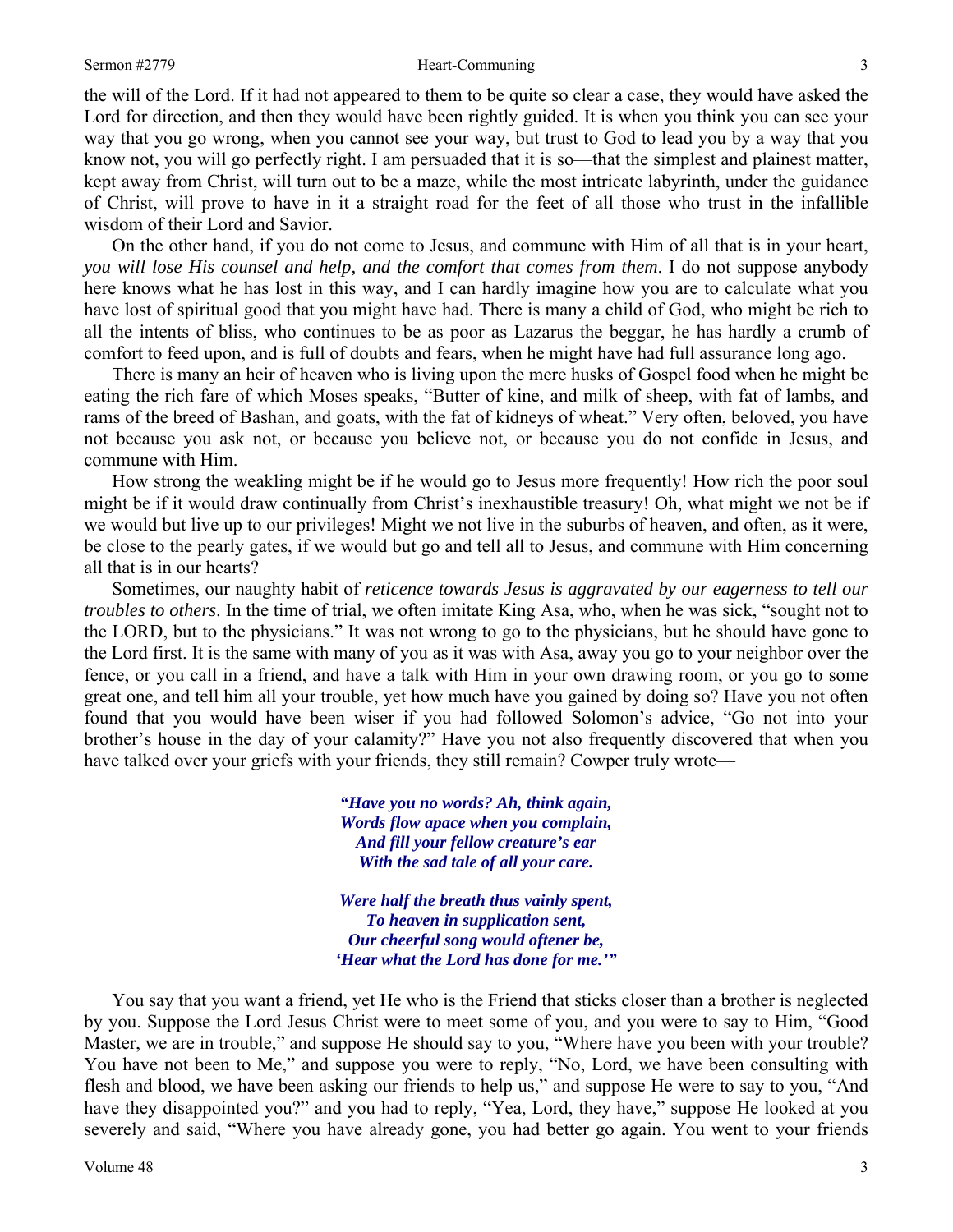the will of the Lord. If it had not appeared to them to be quite so clear a case, they would have asked the Lord for direction, and then they would have been rightly guided. It is when you think you can see your way that you go wrong, when you cannot see your way, but trust to God to lead you by a way that you know not, you will go perfectly right. I am persuaded that it is so—that the simplest and plainest matter, kept away from Christ, will turn out to be a maze, while the most intricate labyrinth, under the guidance of Christ, will prove to have in it a straight road for the feet of all those who trust in the infallible wisdom of their Lord and Savior.

On the other hand, if you do not come to Jesus, and commune with Him of all that is in your heart, *you will lose His counsel and help, and the comfort that comes from them*. I do not suppose anybody here knows what he has lost in this way, and I can hardly imagine how you are to calculate what you have lost of spiritual good that you might have had. There is many a child of God, who might be rich to all the intents of bliss, who continues to be as poor as Lazarus the beggar, he has hardly a crumb of comfort to feed upon, and is full of doubts and fears, when he might have had full assurance long ago.

There is many an heir of heaven who is living upon the mere husks of Gospel food when he might be eating the rich fare of which Moses speaks, "Butter of kine, and milk of sheep, with fat of lambs, and rams of the breed of Bashan, and goats, with the fat of kidneys of wheat." Very often, beloved, you have not because you ask not, or because you believe not, or because you do not confide in Jesus, and commune with Him.

How strong the weakling might be if he would go to Jesus more frequently! How rich the poor soul might be if it would draw continually from Christ's inexhaustible treasury! Oh, what might we not be if we would but live up to our privileges! Might we not live in the suburbs of heaven, and often, as it were, be close to the pearly gates, if we would but go and tell all to Jesus, and commune with Him concerning all that is in our hearts?

Sometimes, our naughty habit of *reticence towards Jesus is aggravated by our eagerness to tell our troubles to others*. In the time of trial, we often imitate King Asa, who, when he was sick, "sought not to the LORD, but to the physicians." It was not wrong to go to the physicians, but he should have gone to the Lord first. It is the same with many of you as it was with Asa, away you go to your neighbor over the fence, or you call in a friend, and have a talk with Him in your own drawing room, or you go to some great one, and tell him all your trouble, yet how much have you gained by doing so? Have you not often found that you would have been wiser if you had followed Solomon's advice, "Go not into your brother's house in the day of your calamity?" Have you not also frequently discovered that when you have talked over your griefs with your friends, they still remain? Cowper truly wrote—

> ***"Have you no words? Ah, think again,***
> ***Words flow apace when you complain,***
> ***And fill your fellow creature's ear***
> ***With the sad tale of all your care.***
>
> ***Were half the breath thus vainly spent,***
> ***To heaven in supplication sent,***
> ***Our cheerful song would oftener be,***
> ***'Hear what the Lord has done for me.'"***

You say that you want a friend, yet He who is the Friend that sticks closer than a brother is neglected by you. Suppose the Lord Jesus Christ were to meet some of you, and you were to say to Him, "Good Master, we are in trouble," and suppose He should say to you, "Where have you been with your trouble? You have not been to Me," and suppose you were to reply, "No, Lord, we have been consulting with flesh and blood, we have been asking our friends to help us," and suppose He were to say to you, "And have they disappointed you?" and you had to reply, "Yea, Lord, they have," suppose He looked at you severely and said, "Where you have already gone, you had better go again. You went to your friends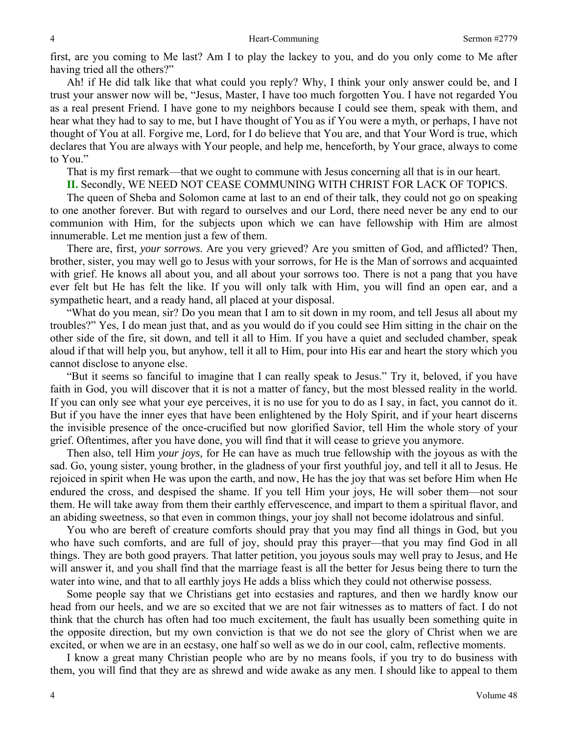first, are you coming to Me last? Am I to play the lackey to you, and do you only come to Me after having tried all the others?"

Ah! if He did talk like that what could you reply? Why, I think your only answer could be, and I trust your answer now will be, "Jesus, Master, I have too much forgotten You. I have not regarded You as a real present Friend. I have gone to my neighbors because I could see them, speak with them, and hear what they had to say to me, but I have thought of You as if You were a myth, or perhaps, I have not thought of You at all. Forgive me, Lord, for I do believe that You are, and that Your Word is true, which declares that You are always with Your people, and help me, henceforth, by Your grace, always to come to You."

That is my first remark—that we ought to commune with Jesus concerning all that is in our heart.

**II.** Secondly, WE NEED NOT CEASE COMMUNING WITH CHRIST FOR LACK OF TOPICS.

The queen of Sheba and Solomon came at last to an end of their talk, they could not go on speaking to one another forever. But with regard to ourselves and our Lord, there need never be any end to our communion with Him, for the subjects upon which we can have fellowship with Him are almost innumerable. Let me mention just a few of them.

There are, first, *your sorrows*. Are you very grieved? Are you smitten of God, and afflicted? Then, brother, sister, you may well go to Jesus with your sorrows, for He is the Man of sorrows and acquainted with grief. He knows all about you, and all about your sorrows too. There is not a pang that you have ever felt but He has felt the like. If you will only talk with Him, you will find an open ear, and a sympathetic heart, and a ready hand, all placed at your disposal.

"What do you mean, sir? Do you mean that I am to sit down in my room, and tell Jesus all about my troubles?" Yes, I do mean just that, and as you would do if you could see Him sitting in the chair on the other side of the fire, sit down, and tell it all to Him. If you have a quiet and secluded chamber, speak aloud if that will help you, but anyhow, tell it all to Him, pour into His ear and heart the story which you cannot disclose to anyone else.

"But it seems so fanciful to imagine that I can really speak to Jesus." Try it, beloved, if you have faith in God, you will discover that it is not a matter of fancy, but the most blessed reality in the world. If you can only see what your eye perceives, it is no use for you to do as I say, in fact, you cannot do it. But if you have the inner eyes that have been enlightened by the Holy Spirit, and if your heart discerns the invisible presence of the once-crucified but now glorified Savior, tell Him the whole story of your grief. Oftentimes, after you have done, you will find that it will cease to grieve you anymore.

Then also, tell Him *your joys,* for He can have as much true fellowship with the joyous as with the sad. Go, young sister, young brother, in the gladness of your first youthful joy, and tell it all to Jesus. He rejoiced in spirit when He was upon the earth, and now, He has the joy that was set before Him when He endured the cross, and despised the shame. If you tell Him your joys, He will sober them—not sour them. He will take away from them their earthly effervescence, and impart to them a spiritual flavor, and an abiding sweetness, so that even in common things, your joy shall not become idolatrous and sinful.

You who are bereft of creature comforts should pray that you may find all things in God, but you who have such comforts, and are full of joy, should pray this prayer—that you may find God in all things. They are both good prayers. That latter petition, you joyous souls may well pray to Jesus, and He will answer it, and you shall find that the marriage feast is all the better for Jesus being there to turn the water into wine, and that to all earthly joys He adds a bliss which they could not otherwise possess.

Some people say that we Christians get into ecstasies and raptures, and then we hardly know our head from our heels, and we are so excited that we are not fair witnesses as to matters of fact. I do not think that the church has often had too much excitement, the fault has usually been something quite in the opposite direction, but my own conviction is that we do not see the glory of Christ when we are excited, or when we are in an ecstasy, one half so well as we do in our cool, calm, reflective moments.

I know a great many Christian people who are by no means fools, if you try to do business with them, you will find that they are as shrewd and wide awake as any men. I should like to appeal to them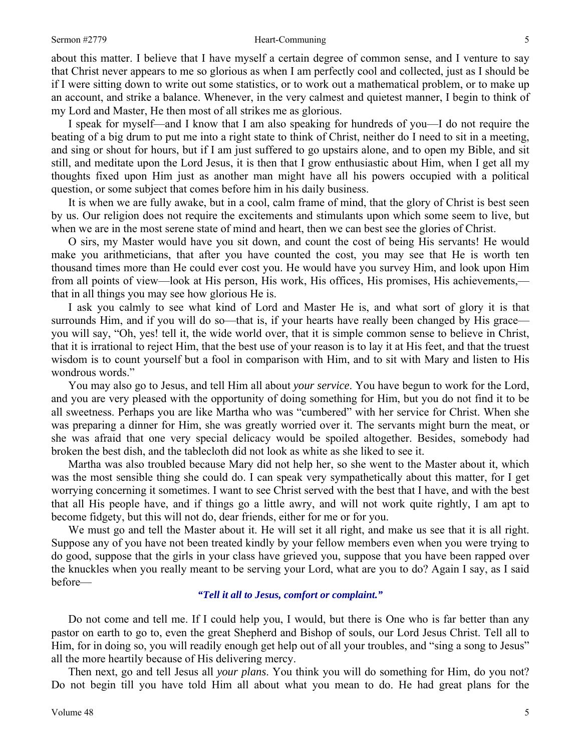about this matter. I believe that I have myself a certain degree of common sense, and I venture to say that Christ never appears to me so glorious as when I am perfectly cool and collected, just as I should be if I were sitting down to write out some statistics, or to work out a mathematical problem, or to make up an account, and strike a balance. Whenever, in the very calmest and quietest manner, I begin to think of my Lord and Master, He then most of all strikes me as glorious.

I speak for myself—and I know that I am also speaking for hundreds of you—I do not require the beating of a big drum to put me into a right state to think of Christ, neither do I need to sit in a meeting, and sing or shout for hours, but if I am just suffered to go upstairs alone, and to open my Bible, and sit still, and meditate upon the Lord Jesus, it is then that I grow enthusiastic about Him, when I get all my thoughts fixed upon Him just as another man might have all his powers occupied with a political question, or some subject that comes before him in his daily business.

It is when we are fully awake, but in a cool, calm frame of mind, that the glory of Christ is best seen by us. Our religion does not require the excitements and stimulants upon which some seem to live, but when we are in the most serene state of mind and heart, then we can best see the glories of Christ.

O sirs, my Master would have you sit down, and count the cost of being His servants! He would make you arithmeticians, that after you have counted the cost, you may see that He is worth ten thousand times more than He could ever cost you. He would have you survey Him, and look upon Him from all points of view—look at His person, His work, His offices, His promises, His achievements,—that in all things you may see how glorious He is.

I ask you calmly to see what kind of Lord and Master He is, and what sort of glory it is that surrounds Him, and if you will do so—that is, if your hearts have really been changed by His grace—you will say, "Oh, yes! tell it, the wide world over, that it is simple common sense to believe in Christ, that it is irrational to reject Him, that the best use of your reason is to lay it at His feet, and that the truest wisdom is to count yourself but a fool in comparison with Him, and to sit with Mary and listen to His wondrous words."

You may also go to Jesus, and tell Him all about *your service*. You have begun to work for the Lord, and you are very pleased with the opportunity of doing something for Him, but you do not find it to be all sweetness. Perhaps you are like Martha who was "cumbered" with her service for Christ. When she was preparing a dinner for Him, she was greatly worried over it. The servants might burn the meat, or she was afraid that one very special delicacy would be spoiled altogether. Besides, somebody had broken the best dish, and the tablecloth did not look as white as she liked to see it.

Martha was also troubled because Mary did not help her, so she went to the Master about it, which was the most sensible thing she could do. I can speak very sympathetically about this matter, for I get worrying concerning it sometimes. I want to see Christ served with the best that I have, and with the best that all His people have, and if things go a little awry, and will not work quite rightly, I am apt to become fidgety, but this will not do, dear friends, either for me or for you.

We must go and tell the Master about it. He will set it all right, and make us see that it is all right. Suppose any of you have not been treated kindly by your fellow members even when you were trying to do good, suppose that the girls in your class have grieved you, suppose that you have been rapped over the knuckles when you really meant to be serving your Lord, what are you to do? Again I say, as I said before—

***"Tell it all to Jesus, comfort or complaint."***

Do not come and tell me. If I could help you, I would, but there is One who is far better than any pastor on earth to go to, even the great Shepherd and Bishop of souls, our Lord Jesus Christ. Tell all to Him, for in doing so, you will readily enough get help out of all your troubles, and "sing a song to Jesus" all the more heartily because of His delivering mercy.

Then next, go and tell Jesus all *your plans*. You think you will do something for Him, do you not? Do not begin till you have told Him all about what you mean to do. He had great plans for the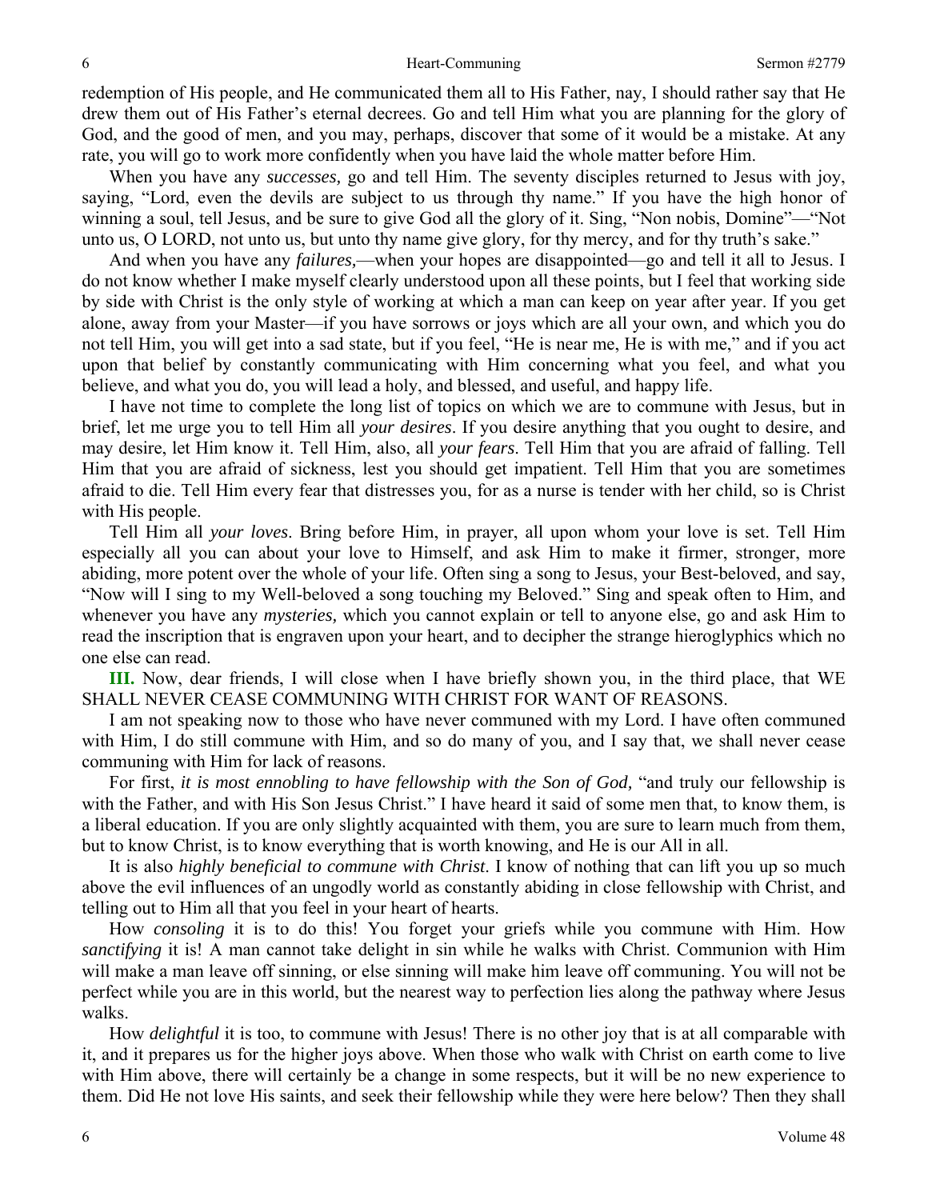redemption of His people, and He communicated them all to His Father, nay, I should rather say that He drew them out of His Father's eternal decrees. Go and tell Him what you are planning for the glory of God, and the good of men, and you may, perhaps, discover that some of it would be a mistake. At any rate, you will go to work more confidently when you have laid the whole matter before Him.

When you have any *successes,* go and tell Him. The seventy disciples returned to Jesus with joy, saying, "Lord, even the devils are subject to us through thy name." If you have the high honor of winning a soul, tell Jesus, and be sure to give God all the glory of it. Sing, "Non nobis, Domine"—"Not unto us, O LORD, not unto us, but unto thy name give glory, for thy mercy, and for thy truth's sake."

And when you have any *failures,*—when your hopes are disappointed—go and tell it all to Jesus. I do not know whether I make myself clearly understood upon all these points, but I feel that working side by side with Christ is the only style of working at which a man can keep on year after year. If you get alone, away from your Master—if you have sorrows or joys which are all your own, and which you do not tell Him, you will get into a sad state, but if you feel, "He is near me, He is with me," and if you act upon that belief by constantly communicating with Him concerning what you feel, and what you believe, and what you do, you will lead a holy, and blessed, and useful, and happy life.

I have not time to complete the long list of topics on which we are to commune with Jesus, but in brief, let me urge you to tell Him all *your desires*. If you desire anything that you ought to desire, and may desire, let Him know it. Tell Him, also, all *your fears*. Tell Him that you are afraid of falling. Tell Him that you are afraid of sickness, lest you should get impatient. Tell Him that you are sometimes afraid to die. Tell Him every fear that distresses you, for as a nurse is tender with her child, so is Christ with His people.

Tell Him all *your loves*. Bring before Him, in prayer, all upon whom your love is set. Tell Him especially all you can about your love to Himself, and ask Him to make it firmer, stronger, more abiding, more potent over the whole of your life. Often sing a song to Jesus, your Best-beloved, and say, "Now will I sing to my Well-beloved a song touching my Beloved." Sing and speak often to Him, and whenever you have any *mysteries,* which you cannot explain or tell to anyone else, go and ask Him to read the inscription that is engraven upon your heart, and to decipher the strange hieroglyphics which no one else can read.

**III.** Now, dear friends, I will close when I have briefly shown you, in the third place, that WE SHALL NEVER CEASE COMMUNING WITH CHRIST FOR WANT OF REASONS.

I am not speaking now to those who have never communed with my Lord. I have often communed with Him, I do still commune with Him, and so do many of you, and I say that, we shall never cease communing with Him for lack of reasons.

For first, *it is most ennobling to have fellowship with the Son of God,* "and truly our fellowship is with the Father, and with His Son Jesus Christ." I have heard it said of some men that, to know them, is a liberal education. If you are only slightly acquainted with them, you are sure to learn much from them, but to know Christ, is to know everything that is worth knowing, and He is our All in all.

It is also *highly beneficial to commune with Christ*. I know of nothing that can lift you up so much above the evil influences of an ungodly world as constantly abiding in close fellowship with Christ, and telling out to Him all that you feel in your heart of hearts.

How *consoling* it is to do this! You forget your griefs while you commune with Him. How *sanctifying* it is! A man cannot take delight in sin while he walks with Christ. Communion with Him will make a man leave off sinning, or else sinning will make him leave off communing. You will not be perfect while you are in this world, but the nearest way to perfection lies along the pathway where Jesus walks.

How *delightful* it is too, to commune with Jesus! There is no other joy that is at all comparable with it, and it prepares us for the higher joys above. When those who walk with Christ on earth come to live with Him above, there will certainly be a change in some respects, but it will be no new experience to them. Did He not love His saints, and seek their fellowship while they were here below? Then they shall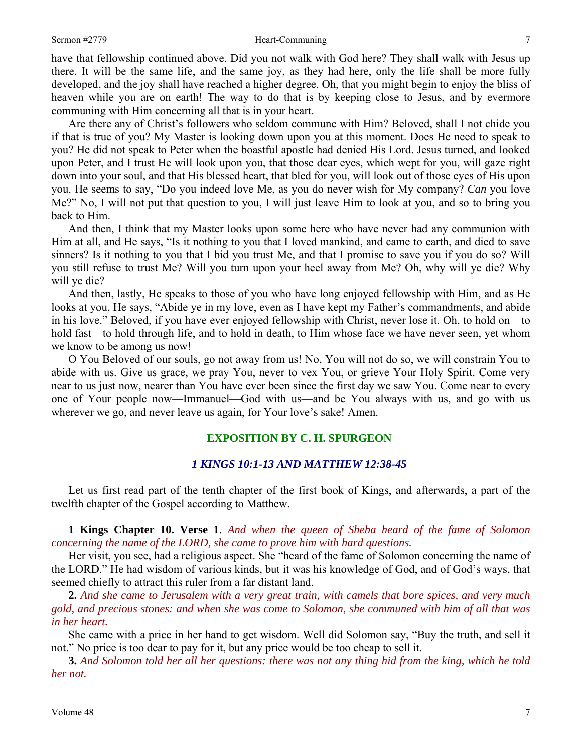have that fellowship continued above. Did you not walk with God here? They shall walk with Jesus up there. It will be the same life, and the same joy, as they had here, only the life shall be more fully developed, and the joy shall have reached a higher degree. Oh, that you might begin to enjoy the bliss of heaven while you are on earth! The way to do that is by keeping close to Jesus, and by evermore communing with Him concerning all that is in your heart.

Are there any of Christ's followers who seldom commune with Him? Beloved, shall I not chide you if that is true of you? My Master is looking down upon you at this moment. Does He need to speak to you? He did not speak to Peter when the boastful apostle had denied His Lord. Jesus turned, and looked upon Peter, and I trust He will look upon you, that those dear eyes, which wept for you, will gaze right down into your soul, and that His blessed heart, that bled for you, will look out of those eyes of His upon you. He seems to say, "Do you indeed love Me, as you do never wish for My company? *Can* you love Me?" No, I will not put that question to you, I will just leave Him to look at you, and so to bring you back to Him.

And then, I think that my Master looks upon some here who have never had any communion with Him at all, and He says, "Is it nothing to you that I loved mankind, and came to earth, and died to save sinners? Is it nothing to you that I bid you trust Me, and that I promise to save you if you do so? Will you still refuse to trust Me? Will you turn upon your heel away from Me? Oh, why will ye die? Why will ye die?

And then, lastly, He speaks to those of you who have long enjoyed fellowship with Him, and as He looks at you, He says, "Abide ye in my love, even as I have kept my Father's commandments, and abide in his love." Beloved, if you have ever enjoyed fellowship with Christ, never lose it. Oh, to hold on—to hold fast—to hold through life, and to hold in death, to Him whose face we have never seen, yet whom we know to be among us now!

O You Beloved of our souls, go not away from us! No, You will not do so, we will constrain You to abide with us. Give us grace, we pray You, never to vex You, or grieve Your Holy Spirit. Come very near to us just now, nearer than You have ever been since the first day we saw You. Come near to every one of Your people now—Immanuel—God with us—and be You always with us, and go with us wherever we go, and never leave us again, for Your love's sake! Amen.

## EXPOSITION BY C. H. SPURGEON

### *1 KINGS 10:1-13 AND MATTHEW 12:38-45*

Let us first read part of the tenth chapter of the first book of Kings, and afterwards, a part of the twelfth chapter of the Gospel according to Matthew.

**1 Kings Chapter 10. Verse 1**. *And when the queen of Sheba heard of the fame of Solomon concerning the name of the LORD, she came to prove him with hard questions.*

Her visit, you see, had a religious aspect. She "heard of the fame of Solomon concerning the name of the LORD." He had wisdom of various kinds, but it was his knowledge of God, and of God's ways, that seemed chiefly to attract this ruler from a far distant land.

**2.** *And she came to Jerusalem with a very great train, with camels that bore spices, and very much gold, and precious stones: and when she was come to Solomon, she communed with him of all that was in her heart.*

She came with a price in her hand to get wisdom. Well did Solomon say, "Buy the truth, and sell it not." No price is too dear to pay for it, but any price would be too cheap to sell it.

**3.** *And Solomon told her all her questions: there was not any thing hid from the king, which he told her not.*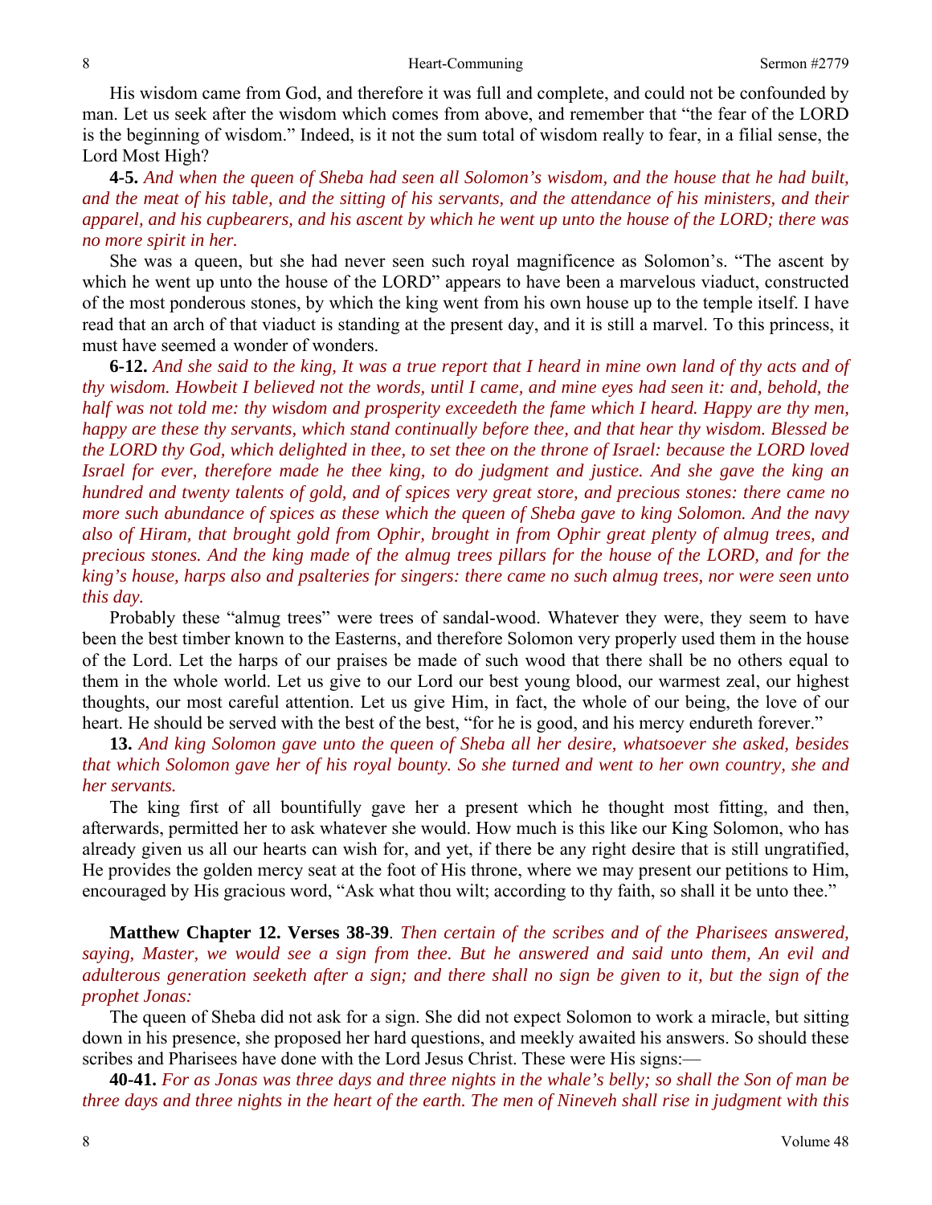His wisdom came from God, and therefore it was full and complete, and could not be confounded by man. Let us seek after the wisdom which comes from above, and remember that "the fear of the LORD is the beginning of wisdom." Indeed, is it not the sum total of wisdom really to fear, in a filial sense, the Lord Most High?

**4-5.** *And when the queen of Sheba had seen all Solomon's wisdom, and the house that he had built, and the meat of his table, and the sitting of his servants, and the attendance of his ministers, and their apparel, and his cupbearers, and his ascent by which he went up unto the house of the LORD; there was no more spirit in her.*

She was a queen, but she had never seen such royal magnificence as Solomon's. "The ascent by which he went up unto the house of the LORD" appears to have been a marvelous viaduct, constructed of the most ponderous stones, by which the king went from his own house up to the temple itself. I have read that an arch of that viaduct is standing at the present day, and it is still a marvel. To this princess, it must have seemed a wonder of wonders.

**6-12.** *And she said to the king, It was a true report that I heard in mine own land of thy acts and of thy wisdom. Howbeit I believed not the words, until I came, and mine eyes had seen it: and, behold, the half was not told me: thy wisdom and prosperity exceedeth the fame which I heard. Happy are thy men, happy are these thy servants, which stand continually before thee, and that hear thy wisdom. Blessed be the LORD thy God, which delighted in thee, to set thee on the throne of Israel: because the LORD loved Israel for ever, therefore made he thee king, to do judgment and justice. And she gave the king an hundred and twenty talents of gold, and of spices very great store, and precious stones: there came no more such abundance of spices as these which the queen of Sheba gave to king Solomon. And the navy also of Hiram, that brought gold from Ophir, brought in from Ophir great plenty of almug trees, and precious stones. And the king made of the almug trees pillars for the house of the LORD, and for the king's house, harps also and psalteries for singers: there came no such almug trees, nor were seen unto this day.*

Probably these "almug trees" were trees of sandal-wood. Whatever they were, they seem to have been the best timber known to the Easterns, and therefore Solomon very properly used them in the house of the Lord. Let the harps of our praises be made of such wood that there shall be no others equal to them in the whole world. Let us give to our Lord our best young blood, our warmest zeal, our highest thoughts, our most careful attention. Let us give Him, in fact, the whole of our being, the love of our heart. He should be served with the best of the best, "for he is good, and his mercy endureth forever."

**13.** *And king Solomon gave unto the queen of Sheba all her desire, whatsoever she asked, besides that which Solomon gave her of his royal bounty. So she turned and went to her own country, she and her servants.*

The king first of all bountifully gave her a present which he thought most fitting, and then, afterwards, permitted her to ask whatever she would. How much is this like our King Solomon, who has already given us all our hearts can wish for, and yet, if there be any right desire that is still ungratified, He provides the golden mercy seat at the foot of His throne, where we may present our petitions to Him, encouraged by His gracious word, "Ask what thou wilt; according to thy faith, so shall it be unto thee."

**Matthew Chapter 12. Verses 38-39**. *Then certain of the scribes and of the Pharisees answered, saying, Master, we would see a sign from thee. But he answered and said unto them, An evil and adulterous generation seeketh after a sign; and there shall no sign be given to it, but the sign of the prophet Jonas:*

The queen of Sheba did not ask for a sign. She did not expect Solomon to work a miracle, but sitting down in his presence, she proposed her hard questions, and meekly awaited his answers. So should these scribes and Pharisees have done with the Lord Jesus Christ. These were His signs:—

**40-41.** *For as Jonas was three days and three nights in the whale's belly; so shall the Son of man be three days and three nights in the heart of the earth. The men of Nineveh shall rise in judgment with this*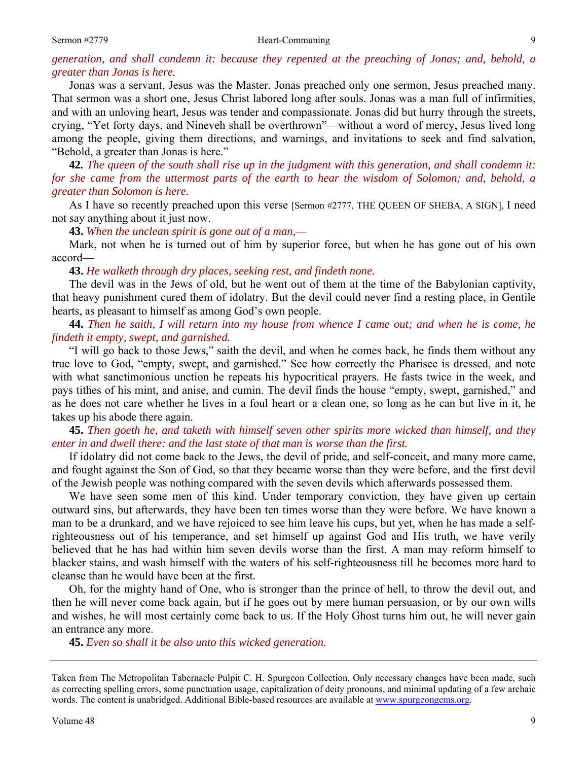*generation, and shall condemn it: because they repented at the preaching of Jonas; and, behold, a greater than Jonas is here.*

Jonas was a servant, Jesus was the Master. Jonas preached only one sermon, Jesus preached many. That sermon was a short one, Jesus Christ labored long after souls. Jonas was a man full of infirmities, and with an unloving heart, Jesus was tender and compassionate. Jonas did but hurry through the streets, crying, "Yet forty days, and Nineveh shall be overthrown"—without a word of mercy, Jesus lived long among the people, giving them directions, and warnings, and invitations to seek and find salvation, "Behold, a greater than Jonas is here."

**42.** *The queen of the south shall rise up in the judgment with this generation, and shall condemn it: for she came from the uttermost parts of the earth to hear the wisdom of Solomon; and, behold, a greater than Solomon is here.*

As I have so recently preached upon this verse [Sermon #2777, THE QUEEN OF SHEBA, A SIGN], I need not say anything about it just now.

**43.** *When the unclean spirit is gone out of a man,—*

Mark, not when he is turned out of him by superior force, but when he has gone out of his own accord—

**43.** *He walketh through dry places, seeking rest, and findeth none.*

The devil was in the Jews of old, but he went out of them at the time of the Babylonian captivity, that heavy punishment cured them of idolatry. But the devil could never find a resting place, in Gentile hearts, as pleasant to himself as among God's own people.

**44.** *Then he saith, I will return into my house from whence I came out; and when he is come, he findeth it empty, swept, and garnished.*

"I will go back to those Jews," saith the devil, and when he comes back, he finds them without any true love to God, "empty, swept, and garnished." See how correctly the Pharisee is dressed, and note with what sanctimonious unction he repeats his hypocritical prayers. He fasts twice in the week, and pays tithes of his mint, and anise, and cumin. The devil finds the house "empty, swept, garnished," and as he does not care whether he lives in a foul heart or a clean one, so long as he can but live in it, he takes up his abode there again.

**45.** *Then goeth he, and taketh with himself seven other spirits more wicked than himself, and they enter in and dwell there: and the last state of that man is worse than the first.*

If idolatry did not come back to the Jews, the devil of pride, and self-conceit, and many more came, and fought against the Son of God, so that they became worse than they were before, and the first devil of the Jewish people was nothing compared with the seven devils which afterwards possessed them.

We have seen some men of this kind. Under temporary conviction, they have given up certain outward sins, but afterwards, they have been ten times worse than they were before. We have known a man to be a drunkard, and we have rejoiced to see him leave his cups, but yet, when he has made a self-righteousness out of his temperance, and set himself up against God and His truth, we have verily believed that he has had within him seven devils worse than the first. A man may reform himself to blacker stains, and wash himself with the waters of his self-righteousness till he becomes more hard to cleanse than he would have been at the first.

Oh, for the mighty hand of One, who is stronger than the prince of hell, to throw the devil out, and then he will never come back again, but if he goes out by mere human persuasion, or by our own wills and wishes, he will most certainly come back to us. If the Holy Ghost turns him out, he will never gain an entrance any more.

**45.** *Even so shall it be also unto this wicked generation.*

---

Taken from The Metropolitan Tabernacle Pulpit C. H. Spurgeon Collection. Only necessary changes have been made, such as correcting spelling errors, some punctuation usage, capitalization of deity pronouns, and minimal updating of a few archaic words. The content is unabridged. Additional Bible-based resources are available at www.spurgeongems.org.